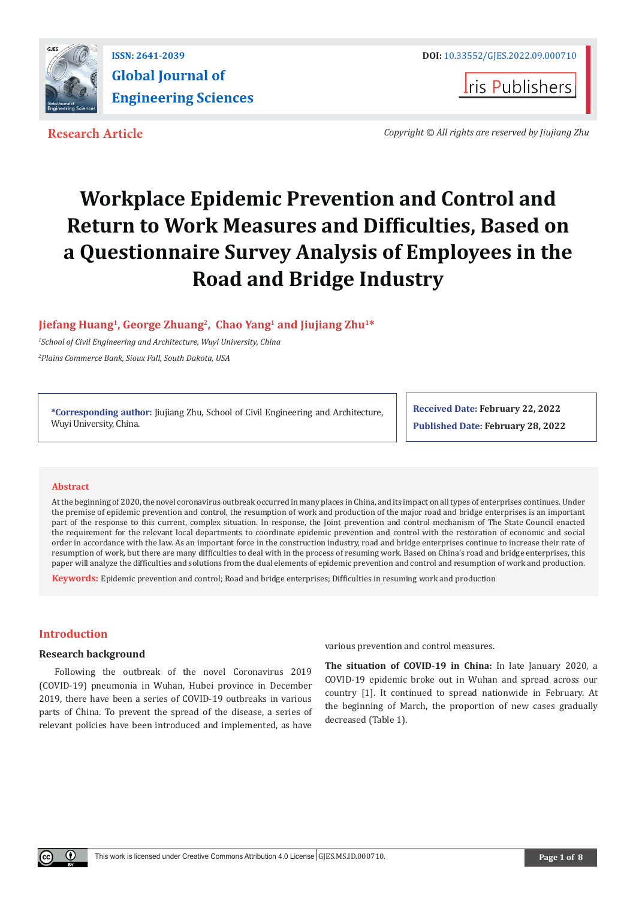ISSN: 2641-2039

DOI: 10.33552/GJES.2022.09.000710

**Global Journal of Engineering Sciences**

Iris Publishers

**Research Article**

*Copyright © All rights are reserved by Jiujiang Zhu*

# Workplace Epidemic Prevention and Control and Return to Work Measures and Difficulties, Based on a Questionnaire Survey Analysis of Employees in the Road and Bridge Industry

**Jiefang Huang[1], George Zhuang[2], Chao Yang[1] and Jiujiang Zhu[1]***

[1]*School of Civil Engineering and Architecture, Wuyi University, China*

[2]*Plains Commerce Bank, Sioux Fall, South Dakota, USA*

***Corresponding author:** Jiujiang Zhu, School of Civil Engineering and Architecture, Wuyi University, China.

**Received Date:** February 22, 2022

**Published Date:** February 28, 2022

## Abstract

At the beginning of 2020, the novel coronavirus outbreak occurred in many places in China, and its impact on all types of enterprises continues. Under the premise of epidemic prevention and control, the resumption of work and production of the major road and bridge enterprises is an important part of the response to this current, complex situation. In response, the Joint prevention and control mechanism of The State Council enacted the requirement for the relevant local departments to coordinate epidemic prevention and control with the restoration of economic and social order in accordance with the law. As an important force in the construction industry, road and bridge enterprises continue to increase their rate of resumption of work, but there are many difficulties to deal with in the process of resuming work. Based on China's road and bridge enterprises, this paper will analyze the difficulties and solutions from the dual elements of epidemic prevention and control and resumption of work and production.

**Keywords:** Epidemic prevention and control; Road and bridge enterprises; Difficulties in resuming work and production

## Introduction

### Research background

Following the outbreak of the novel Coronavirus 2019 (COVID-19) pneumonia in Wuhan, Hubei province in December 2019, there have been a series of COVID-19 outbreaks in various parts of China. To prevent the spread of the disease, a series of relevant policies have been introduced and implemented, as have various prevention and control measures.

**The situation of COVID-19 in China:** In late January 2020, a COVID-19 epidemic broke out in Wuhan and spread across our country [1]. It continued to spread nationwide in February. At the beginning of March, the proportion of new cases gradually decreased (Table 1).

This work is licensed under Creative Commons Attribution 4.0 License GJES.MS.ID.000710.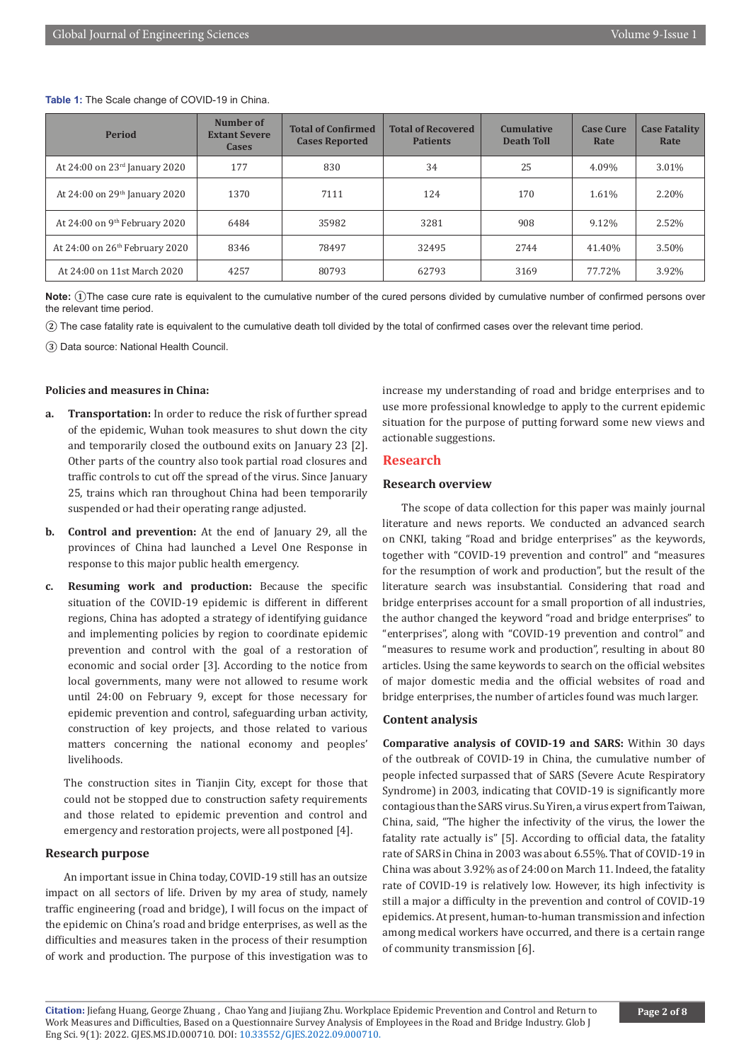**Table 1:** The Scale change of COVID-19 in China.

| Period | Number of Extant Severe Cases | Total of Confirmed Cases Reported | Total of Recovered Patients | Cumulative Death Toll | Case Cure Rate | Case Fatality Rate |
|---|---|---|---|---|---|---|
| At 24:00 on 23rd January 2020 | 177 | 830 | 34 | 25 | 4.09% | 3.01% |
| At 24:00 on 29th January 2020 | 1370 | 7111 | 124 | 170 | 1.61% | 2.20% |
| At 24:00 on 9th February 2020 | 6484 | 35982 | 3281 | 908 | 9.12% | 2.52% |
| At 24:00 on 26th February 2020 | 8346 | 78497 | 32495 | 2744 | 41.40% | 3.50% |
| At 24:00 on 11st March 2020 | 4257 | 80793 | 62793 | 3169 | 77.72% | 3.92% |

**Note:** ①The case cure rate is equivalent to the cumulative number of the cured persons divided by cumulative number of confirmed persons over the relevant time period.

② The case fatality rate is equivalent to the cumulative death toll divided by the total of confirmed cases over the relevant time period.

③ Data source: National Health Council.

#### Policies and measures in China:

a. **Transportation:** In order to reduce the risk of further spread of the epidemic, Wuhan took measures to shut down the city and temporarily closed the outbound exits on January 23 [2]. Other parts of the country also took partial road closures and traffic controls to cut off the spread of the virus. Since January 25, trains which ran throughout China had been temporarily suspended or had their operating range adjusted.

b. **Control and prevention:** At the end of January 29, all the provinces of China had launched a Level One Response in response to this major public health emergency.

c. **Resuming work and production:** Because the specific situation of the COVID-19 epidemic is different in different regions, China has adopted a strategy of identifying guidance and implementing policies by region to coordinate epidemic prevention and control with the goal of a restoration of economic and social order [3]. According to the notice from local governments, many were not allowed to resume work until 24:00 on February 9, except for those necessary for epidemic prevention and control, safeguarding urban activity, construction of key projects, and those related to various matters concerning the national economy and peoples' livelihoods.

The construction sites in Tianjin City, except for those that could not be stopped due to construction safety requirements and those related to epidemic prevention and control and emergency and restoration projects, were all postponed [4].

### Research purpose

An important issue in China today, COVID-19 still has an outsize impact on all sectors of life. Driven by my area of study, namely traffic engineering (road and bridge), I will focus on the impact of the epidemic on China's road and bridge enterprises, as well as the difficulties and measures taken in the process of their resumption of work and production. The purpose of this investigation was to increase my understanding of road and bridge enterprises and to use more professional knowledge to apply to the current epidemic situation for the purpose of putting forward some new views and actionable suggestions.

## Research

### Research overview

The scope of data collection for this paper was mainly journal literature and news reports. We conducted an advanced search on CNKI, taking "Road and bridge enterprises" as the keywords, together with "COVID-19 prevention and control" and "measures for the resumption of work and production", but the result of the literature search was insubstantial. Considering that road and bridge enterprises account for a small proportion of all industries, the author changed the keyword "road and bridge enterprises" to "enterprises", along with "COVID-19 prevention and control" and "measures to resume work and production", resulting in about 80 articles. Using the same keywords to search on the official websites of major domestic media and the official websites of road and bridge enterprises, the number of articles found was much larger.

### Content analysis

**Comparative analysis of COVID-19 and SARS:** Within 30 days of the outbreak of COVID-19 in China, the cumulative number of people infected surpassed that of SARS (Severe Acute Respiratory Syndrome) in 2003, indicating that COVID-19 is significantly more contagious than the SARS virus. Su Yiren, a virus expert from Taiwan, China, said, "The higher the infectivity of the virus, the lower the fatality rate actually is" [5]. According to official data, the fatality rate of SARS in China in 2003 was about 6.55%. That of COVID-19 in China was about 3.92% as of 24:00 on March 11. Indeed, the fatality rate of COVID-19 is relatively low. However, its high infectivity is still a major a difficulty in the prevention and control of COVID-19 epidemics. At present, human-to-human transmission and infection among medical workers have occurred, and there is a certain range of community transmission [6].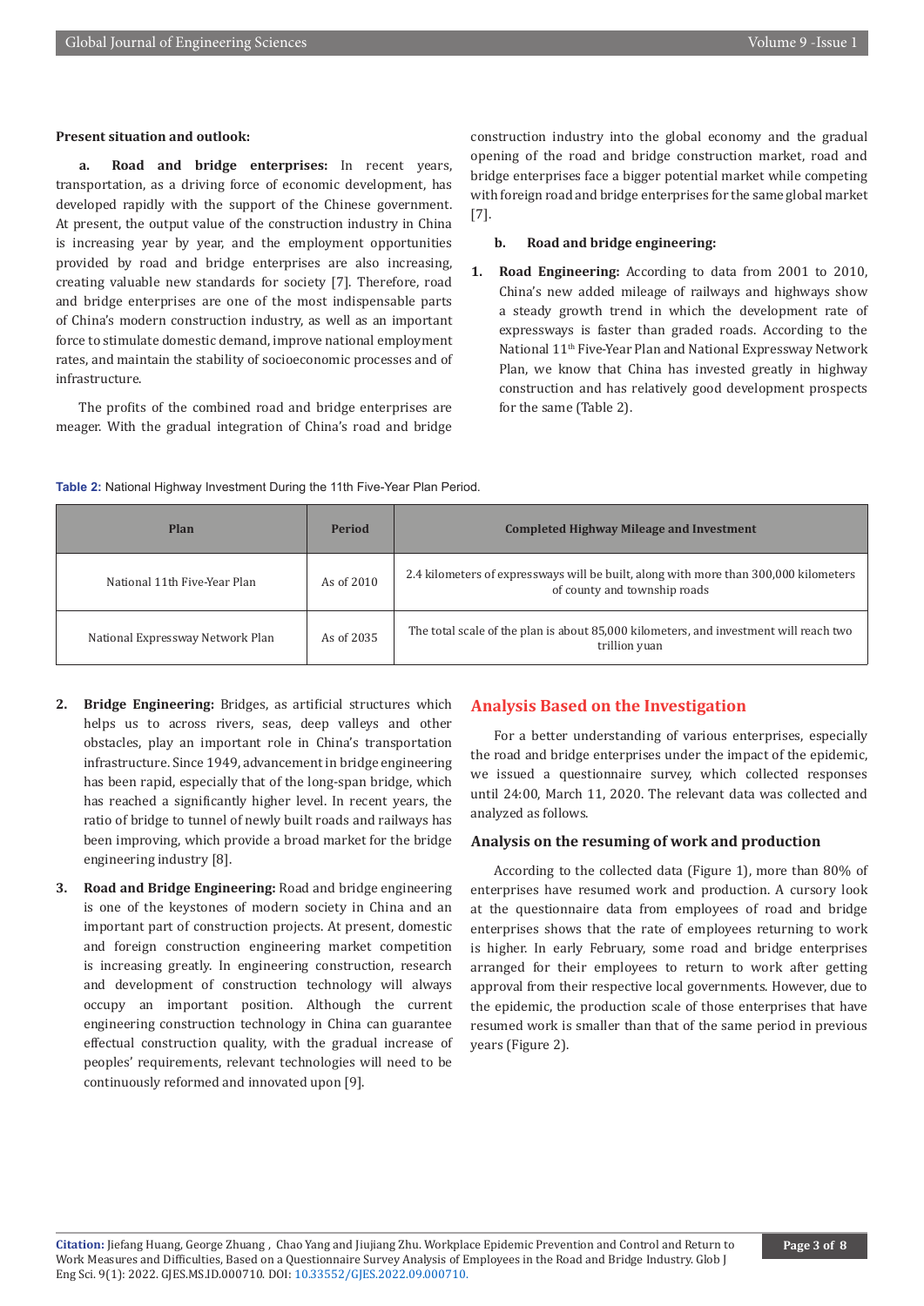**Present situation and outlook:**

**a. Road and bridge enterprises:** In recent years, transportation, as a driving force of economic development, has developed rapidly with the support of the Chinese government. At present, the output value of the construction industry in China is increasing year by year, and the employment opportunities provided by road and bridge enterprises are also increasing, creating valuable new standards for society [7]. Therefore, road and bridge enterprises are one of the most indispensable parts of China's modern construction industry, as well as an important force to stimulate domestic demand, improve national employment rates, and maintain the stability of socioeconomic processes and of infrastructure.

The profits of the combined road and bridge enterprises are meager. With the gradual integration of China's road and bridge construction industry into the global economy and the gradual opening of the road and bridge construction market, road and bridge enterprises face a bigger potential market while competing with foreign road and bridge enterprises for the same global market [7].

**b. Road and bridge engineering:**

1. **Road Engineering:** According to data from 2001 to 2010, China's new added mileage of railways and highways show a steady growth trend in which the development rate of expressways is faster than graded roads. According to the National 11th Five-Year Plan and National Expressway Network Plan, we know that China has invested greatly in highway construction and has relatively good development prospects for the same (Table 2).

**Table 2:** National Highway Investment During the 11th Five-Year Plan Period.

| Plan | Period | Completed Highway Mileage and Investment |
|---|---|---|
| National 11th Five-Year Plan | As of 2010 | 2.4 kilometers of expressways will be built, along with more than 300,000 kilometers of county and township roads |
| National Expressway Network Plan | As of 2035 | The total scale of the plan is about 85,000 kilometers, and investment will reach two trillion yuan |

2. **Bridge Engineering:** Bridges, as artificial structures which helps us to across rivers, seas, deep valleys and other obstacles, play an important role in China's transportation infrastructure. Since 1949, advancement in bridge engineering has been rapid, especially that of the long-span bridge, which has reached a significantly higher level. In recent years, the ratio of bridge to tunnel of newly built roads and railways has been improving, which provide a broad market for the bridge engineering industry [8].

3. **Road and Bridge Engineering:** Road and bridge engineering is one of the keystones of modern society in China and an important part of construction projects. At present, domestic and foreign construction engineering market competition is increasing greatly. In engineering construction, research and development of construction technology will always occupy an important position. Although the current engineering construction technology in China can guarantee effectual construction quality, with the gradual increase of peoples' requirements, relevant technologies will need to be continuously reformed and innovated upon [9].

## Analysis Based on the Investigation

For a better understanding of various enterprises, especially the road and bridge enterprises under the impact of the epidemic, we issued a questionnaire survey, which collected responses until 24:00, March 11, 2020. The relevant data was collected and analyzed as follows.

### Analysis on the resuming of work and production

According to the collected data (Figure 1), more than 80% of enterprises have resumed work and production. A cursory look at the questionnaire data from employees of road and bridge enterprises shows that the rate of employees returning to work is higher. In early February, some road and bridge enterprises arranged for their employees to return to work after getting approval from their respective local governments. However, due to the epidemic, the production scale of those enterprises that have resumed work is smaller than that of the same period in previous years (Figure 2).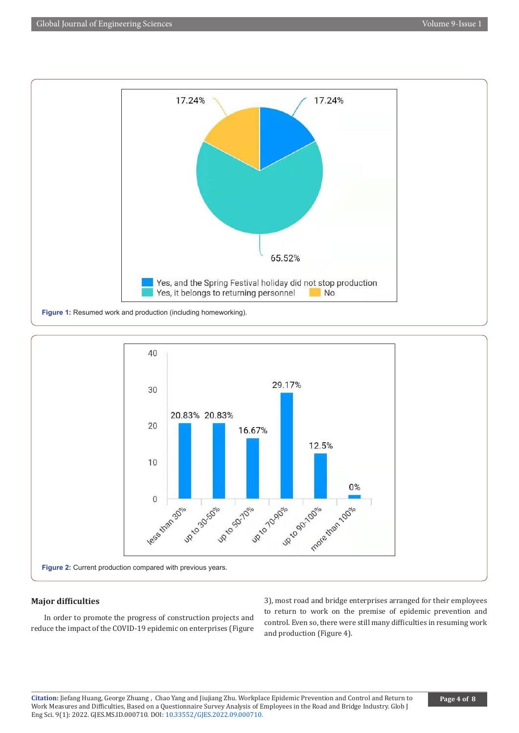Figure 1: Resumed work and production (including homeworking).

Figure 2: Current production compared with previous years.

## Major difficulties

In order to promote the progress of construction projects and reduce the impact of the COVID-19 epidemic on enterprises (Figure 3), most road and bridge enterprises arranged for their employees to return to work on the premise of epidemic prevention and control. Even so, there were still many difficulties in resuming work and production (Figure 4).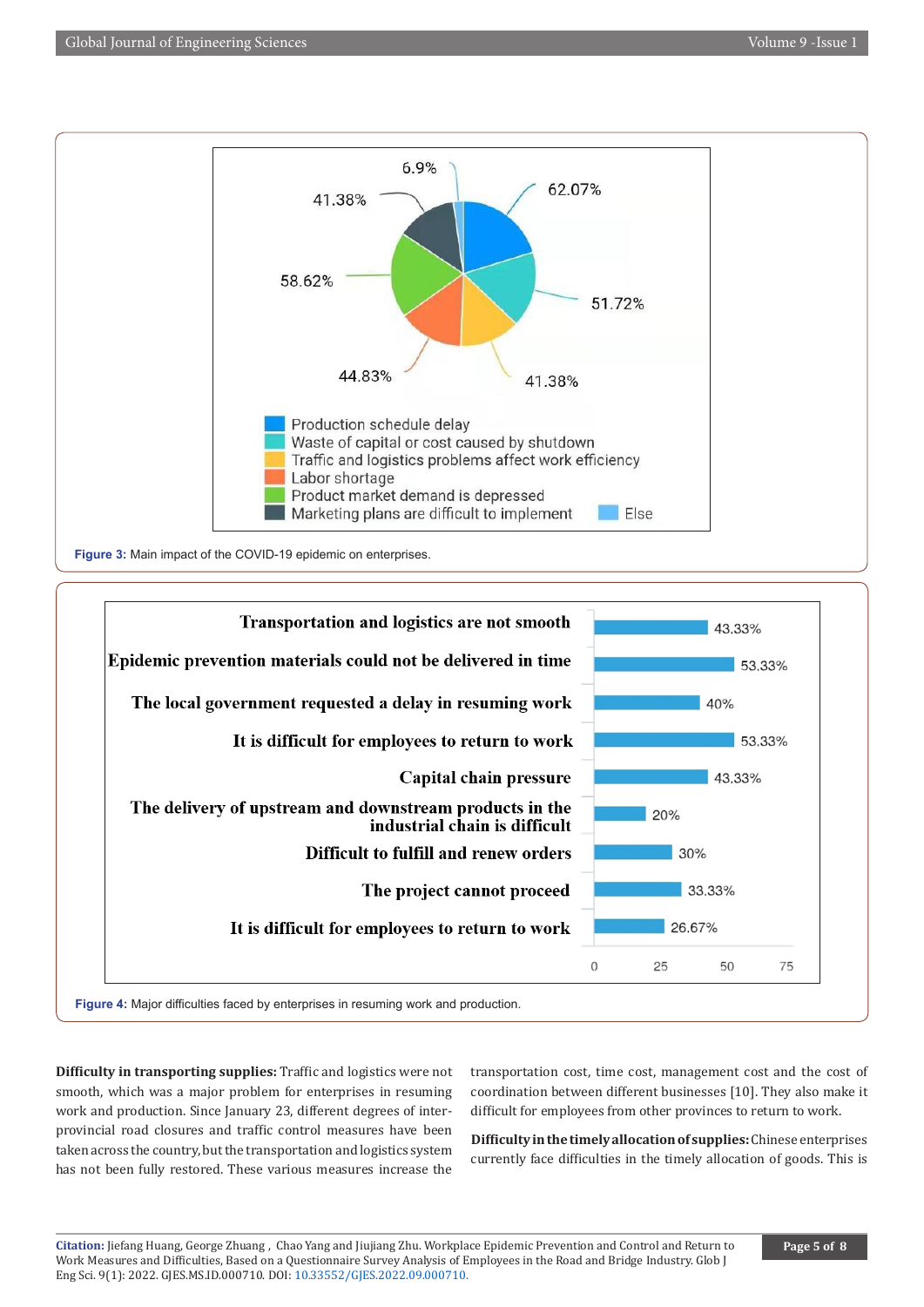Figure 3: Main impact of the COVID-19 epidemic on enterprises.

Figure 4: Major difficulties faced by enterprises in resuming work and production.

**Difficulty in transporting supplies:** Traffic and logistics were not smooth, which was a major problem for enterprises in resuming work and production. Since January 23, different degrees of inter-provincial road closures and traffic control measures have been taken across the country, but the transportation and logistics system has not been fully restored. These various measures increase the transportation cost, time cost, management cost and the cost of coordination between different businesses [10]. They also make it difficult for employees from other provinces to return to work.

**Difficulty in the timely allocation of supplies:** Chinese enterprises currently face difficulties in the timely allocation of goods. This is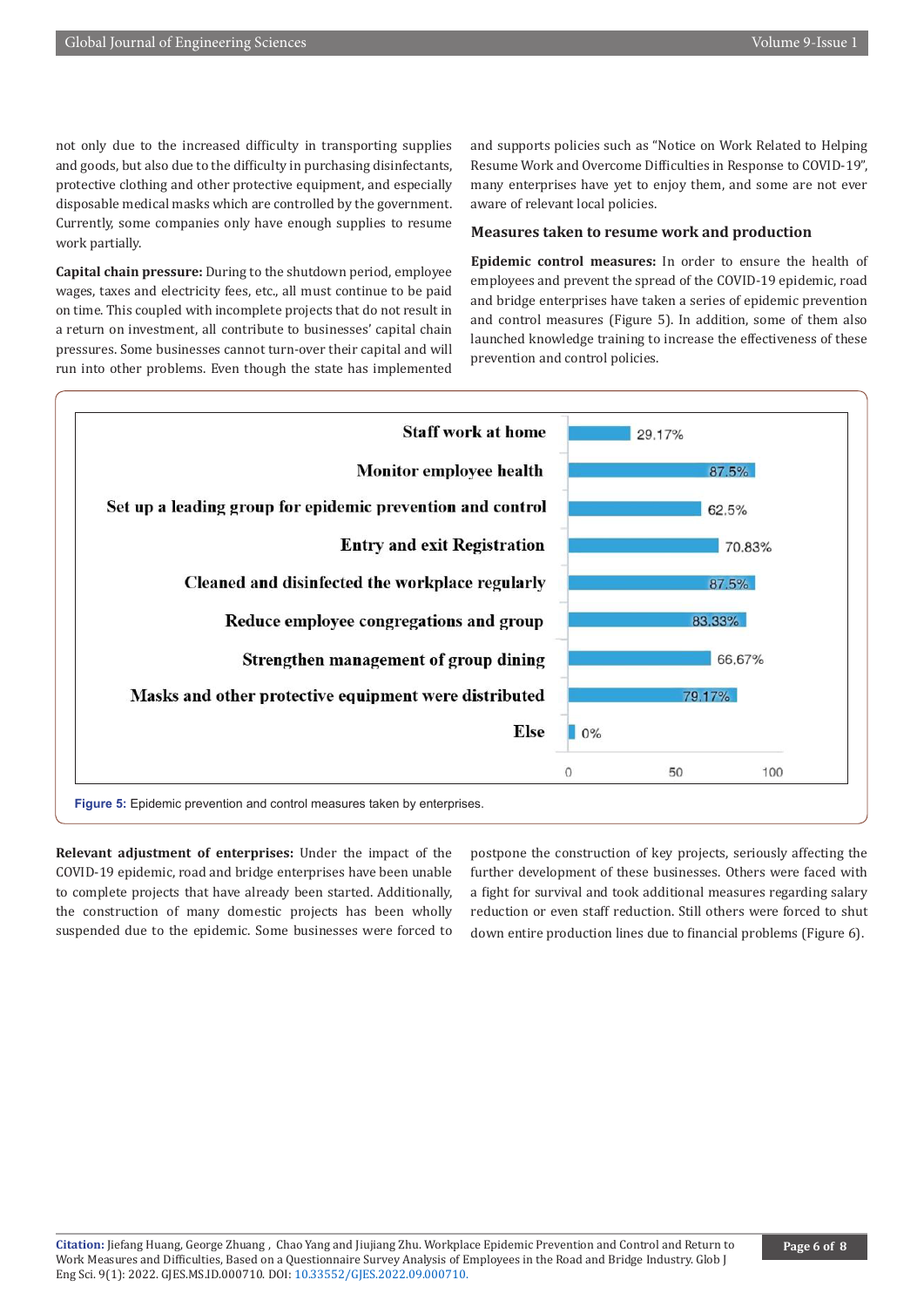not only due to the increased difficulty in transporting supplies and goods, but also due to the difficulty in purchasing disinfectants, protective clothing and other protective equipment, and especially disposable medical masks which are controlled by the government. Currently, some companies only have enough supplies to resume work partially.

**Capital chain pressure:** During to the shutdown period, employee wages, taxes and electricity fees, etc., all must continue to be paid on time. This coupled with incomplete projects that do not result in a return on investment, all contribute to businesses' capital chain pressures. Some businesses cannot turn-over their capital and will run into other problems. Even though the state has implemented and supports policies such as "Notice on Work Related to Helping Resume Work and Overcome Difficulties in Response to COVID-19", many enterprises have yet to enjoy them, and some are not ever aware of relevant local policies.

## Measures taken to resume work and production

**Epidemic control measures:** In order to ensure the health of employees and prevent the spread of the COVID-19 epidemic, road and bridge enterprises have taken a series of epidemic prevention and control measures (Figure 5). In addition, some of them also launched knowledge training to increase the effectiveness of these prevention and control policies.

| Measure | Percentage |
|---|---|
| Staff work at home | 29.17% |
| Monitor employee health | 87.5% |
| Set up a leading group for epidemic prevention and control | 62.5% |
| Entry and exit Registration | 70.83% |
| Cleaned and disinfected the workplace regularly | 87.5% |
| Reduce employee congregations and group | 83.33% |
| Strengthen management of group dining | 66.67% |
| Masks and other protective equipment were distributed | 79.17% |
| Else | 0% |

**Figure 5:** Epidemic prevention and control measures taken by enterprises.

**Relevant adjustment of enterprises:** Under the impact of the COVID-19 epidemic, road and bridge enterprises have been unable to complete projects that have already been started. Additionally, the construction of many domestic projects has been wholly suspended due to the epidemic. Some businesses were forced to postpone the construction of key projects, seriously affecting the further development of these businesses. Others were faced with a fight for survival and took additional measures regarding salary reduction or even staff reduction. Still others were forced to shut down entire production lines due to financial problems (Figure 6).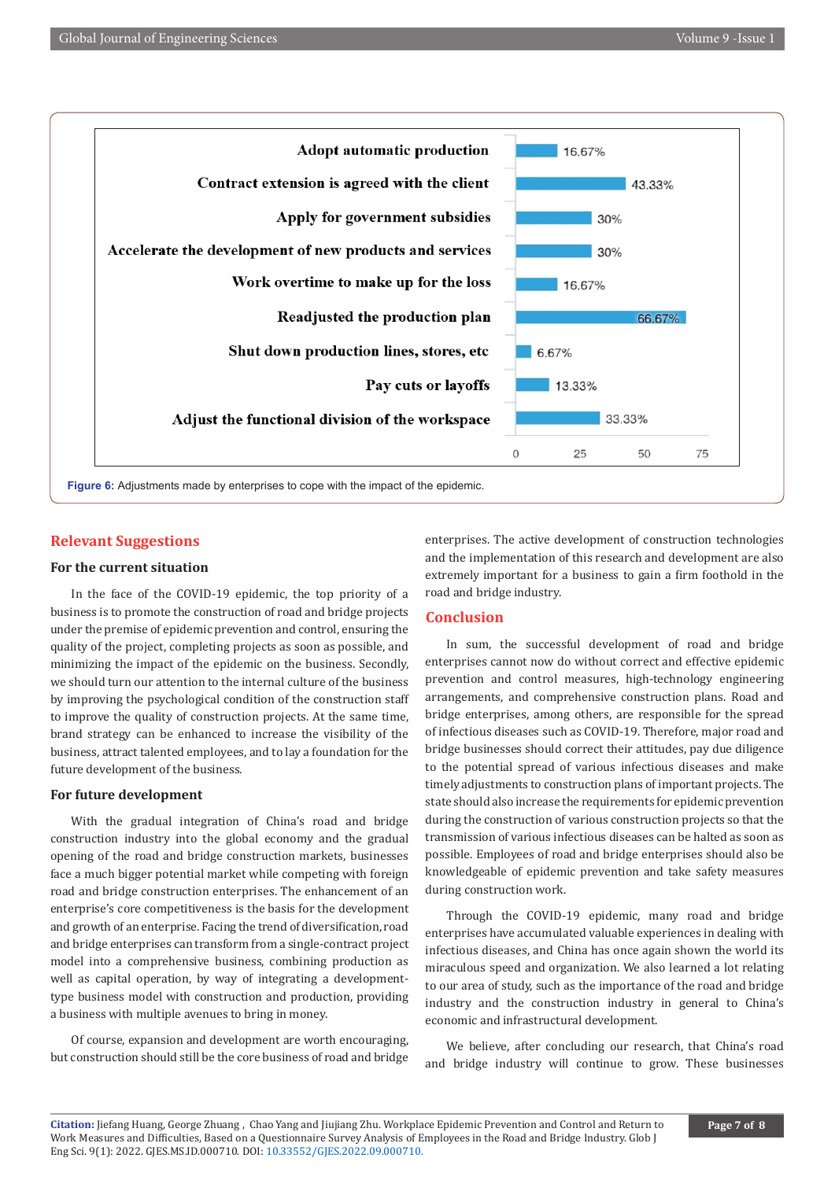| Adjustment | Percentage |
|---|---|
| Adopt automatic production | 16.67% |
| Contract extension is agreed with the client | 43.33% |
| Apply for government subsidies | 30% |
| Accelerate the development of new products and services | 30% |
| Work overtime to make up for the loss | 16.67% |
| Readjusted the production plan | 66.67% |
| Shut down production lines, stores, etc | 6.67% |
| Pay cuts or layoffs | 13.33% |
| Adjust the functional division of the workspace | 33.33% |

**Figure 6:** Adjustments made by enterprises to cope with the impact of the epidemic.

## Relevant Suggestions

### For the current situation

In the face of the COVID-19 epidemic, the top priority of a business is to promote the construction of road and bridge projects under the premise of epidemic prevention and control, ensuring the quality of the project, completing projects as soon as possible, and minimizing the impact of the epidemic on the business. Secondly, we should turn our attention to the internal culture of the business by improving the psychological condition of the construction staff to improve the quality of construction projects. At the same time, brand strategy can be enhanced to increase the visibility of the business, attract talented employees, and to lay a foundation for the future development of the business.

### For future development

With the gradual integration of China's road and bridge construction industry into the global economy and the gradual opening of the road and bridge construction markets, businesses face a much bigger potential market while competing with foreign road and bridge construction enterprises. The enhancement of an enterprise's core competitiveness is the basis for the development and growth of an enterprise. Facing the trend of diversification, road and bridge enterprises can transform from a single-contract project model into a comprehensive business, combining production as well as capital operation, by way of integrating a development-type business model with construction and production, providing a business with multiple avenues to bring in money.

Of course, expansion and development are worth encouraging, but construction should still be the core business of road and bridge enterprises. The active development of construction technologies and the implementation of this research and development are also extremely important for a business to gain a firm foothold in the road and bridge industry.

## Conclusion

In sum, the successful development of road and bridge enterprises cannot now do without correct and effective epidemic prevention and control measures, high-technology engineering arrangements, and comprehensive construction plans. Road and bridge enterprises, among others, are responsible for the spread of infectious diseases such as COVID-19. Therefore, major road and bridge businesses should correct their attitudes, pay due diligence to the potential spread of various infectious diseases and make timely adjustments to construction plans of important projects. The state should also increase the requirements for epidemic prevention during the construction of various construction projects so that the transmission of various infectious diseases can be halted as soon as possible. Employees of road and bridge enterprises should also be knowledgeable of epidemic prevention and take safety measures during construction work.

Through the COVID-19 epidemic, many road and bridge enterprises have accumulated valuable experiences in dealing with infectious diseases, and China has once again shown the world its miraculous speed and organization. We also learned a lot relating to our area of study, such as the importance of the road and bridge industry and the construction industry in general to China's economic and infrastructural development.

We believe, after concluding our research, that China's road and bridge industry will continue to grow. These businesses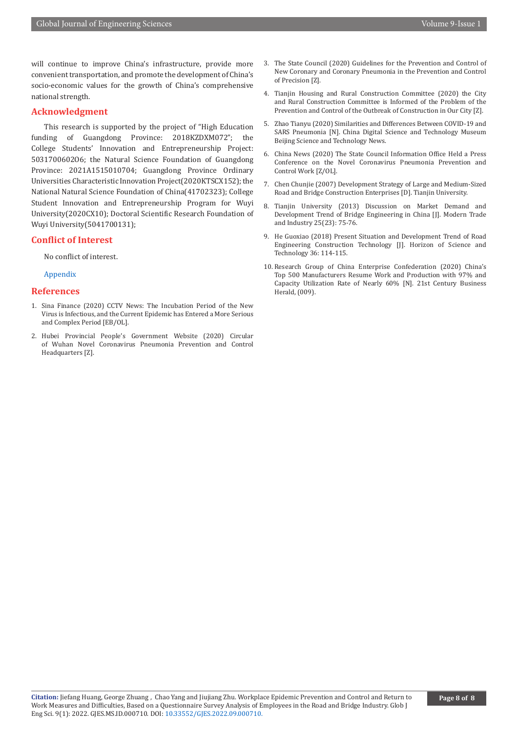will continue to improve China's infrastructure, provide more convenient transportation, and promote the development of China's socio-economic values for the growth of China's comprehensive national strength.

## Acknowledgment

This research is supported by the project of "High Education funding of Guangdong Province: 2018KZDXM072"; the College Students' Innovation and Entrepreneurship Project: 50317006020б; the Natural Science Foundation of Guangdong Province: 2021A1515010704; Guangdong Province Ordinary Universities Characteristic Innovation Project(2020KTSCX152); the National Natural Science Foundation of China(41702323); College Student Innovation and Entrepreneurship Program for Wuyi University(2020CX10); Doctoral Scientific Research Foundation of Wuyi University(5041700131);

## Conflict of Interest

No conflict of interest.

Appendix

## References

1. Sina Finance (2020) CCTV News: The Incubation Period of the New Virus is Infectious, and the Current Epidemic has Entered a More Serious and Complex Period [EB/OL].
2. Hubei Provincial People's Government Website (2020) Circular of Wuhan Novel Coronavirus Pneumonia Prevention and Control Headquarters [Z].
3. The State Council (2020) Guidelines for the Prevention and Control of New Coronary and Coronary Pneumonia in the Prevention and Control of Precision [Z].
4. Tianjin Housing and Rural Construction Committee (2020) the City and Rural Construction Committee is Informed of the Problem of the Prevention and Control of the Outbreak of Construction in Our City [Z].
5. Zhao Tianyu (2020) Similarities and Differences Between COVID-19 and SARS Pneumonia [N]. China Digital Science and Technology Museum Beijing Science and Technology News.
6. China News (2020) The State Council Information Office Held a Press Conference on the Novel Coronavirus Pneumonia Prevention and Control Work [Z/OL].
7. Chen Chunjie (2007) Development Strategy of Large and Medium-Sized Road and Bridge Construction Enterprises [D]. Tianjin University.
8. Tianjin University (2013) Discussion on Market Demand and Development Trend of Bridge Engineering in China [J]. Modern Trade and Industry 25(23): 75-76.
9. He Guoxiao (2018) Present Situation and Development Trend of Road Engineering Construction Technology [J]. Horizon of Science and Technology 36: 114-115.
10. Research Group of China Enterprise Confederation (2020) China's Top 500 Manufacturers Resume Work and Production with 97% and Capacity Utilization Rate of Nearly 60% [N]. 21st Century Business Herald, (009).

**Citation:** Jiefang Huang, George Zhuang , Chao Yang and Jiujiang Zhu. Workplace Epidemic Prevention and Control and Return to Work Measures and Difficulties, Based on a Questionnaire Survey Analysis of Employees in the Road and Bridge Industry. Glob J Eng Sci. 9(1): 2022. GJES.MS.ID.000710. DOI: 10.33552/GJES.2022.09.000710.